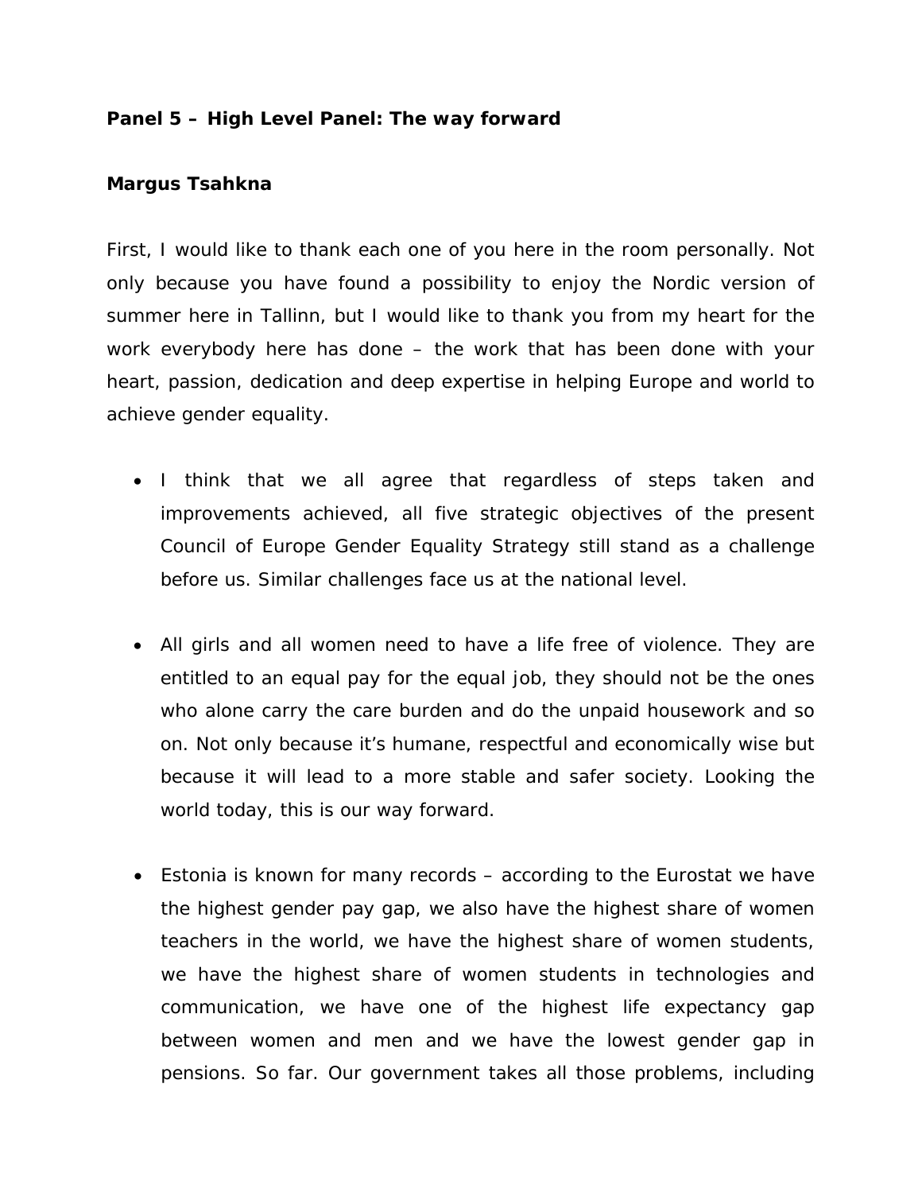**Panel 5 – High Level Panel: The way forward**

**Margus Tsahkna**

First, I would like to thank each one of you here in the room personally. Not only because you have found a possibility to enjoy the Nordic version of summer here in Tallinn, but I would like to thank you from my heart for the work everybody here has done – the work that has been done with your heart, passion, dedication and deep expertise in helping Europe and world to achieve gender equality.

- I think that we all agree that regardless of steps taken and improvements achieved, all five strategic objectives of the present Council of Europe Gender Equality Strategy still stand as a challenge before us. Similar challenges face us at the national level.

- All girls and all women need to have a life free of violence. They are entitled to an equal pay for the equal job, they should not be the ones who alone carry the care burden and do the unpaid housework and so on. Not only because it's humane, respectful and economically wise but because it will lead to a more stable and safer society. Looking the world today, this is our way forward.

- Estonia is known for many records – according to the Eurostat we have the highest gender pay gap, we also have the highest share of women teachers in the world, we have the highest share of women students, we have the highest share of women students in technologies and communication, we have one of the highest life expectancy gap between women and men and we have the lowest gender gap in pensions. So far. Our government takes all those problems, including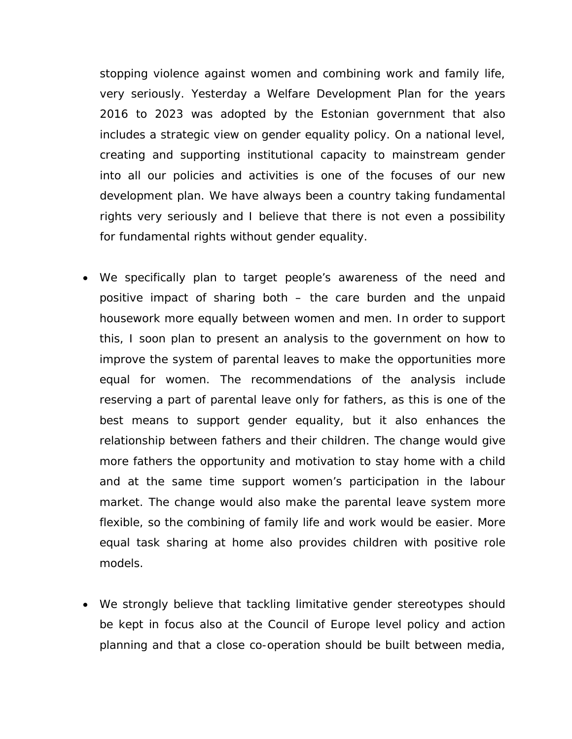stopping violence against women and combining work and family life, very seriously. Yesterday a Welfare Development Plan for the years 2016 to 2023 was adopted by the Estonian government that also includes a strategic view on gender equality policy. On a national level, creating and supporting institutional capacity to mainstream gender into all our policies and activities is one of the focuses of our new development plan. We have always been a country taking fundamental rights very seriously and I believe that there is not even a possibility for fundamental rights without gender equality.

- We specifically plan to target people's awareness of the need and positive impact of sharing both – the care burden and the unpaid housework more equally between women and men. In order to support this, I soon plan to present an analysis to the government on how to improve the system of parental leaves to make the opportunities more equal for women. The recommendations of the analysis include reserving a part of parental leave only for fathers, as this is one of the best means to support gender equality, but it also enhances the relationship between fathers and their children. The change would give more fathers the opportunity and motivation to stay home with a child and at the same time support women's participation in the labour market. The change would also make the parental leave system more flexible, so the combining of family life and work would be easier. More equal task sharing at home also provides children with positive role models.

- We strongly believe that tackling limitative gender stereotypes should be kept in focus also at the Council of Europe level policy and action planning and that a close co-operation should be built between media,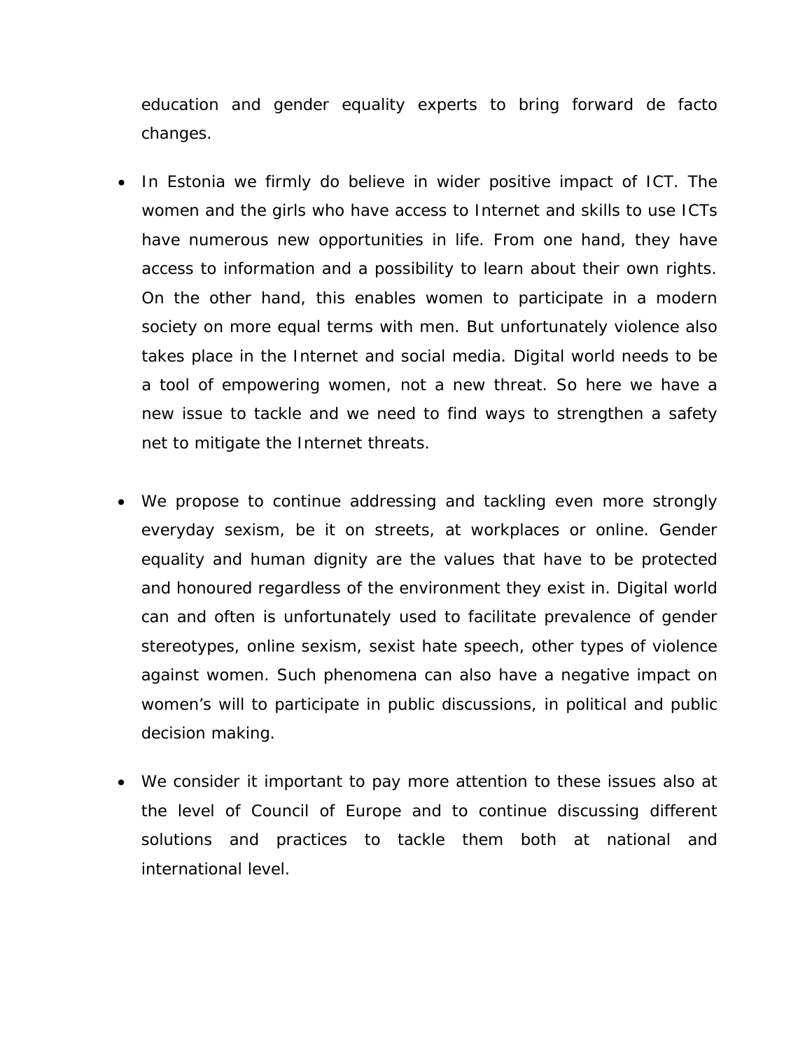education and gender equality experts to bring forward de facto changes.

- In Estonia we firmly do believe in wider positive impact of ICT. The women and the girls who have access to Internet and skills to use ICTs have numerous new opportunities in life. From one hand, they have access to information and a possibility to learn about their own rights. On the other hand, this enables women to participate in a modern society on more equal terms with men. But unfortunately violence also takes place in the Internet and social media. Digital world needs to be a tool of empowering women, not a new threat. So here we have a new issue to tackle and we need to find ways to strengthen a safety net to mitigate the Internet threats.

- We propose to continue addressing and tackling even more strongly everyday sexism, be it on streets, at workplaces or online. Gender equality and human dignity are the values that have to be protected and honoured regardless of the environment they exist in. Digital world can and often is unfortunately used to facilitate prevalence of gender stereotypes, online sexism, sexist hate speech, other types of violence against women. Such phenomena can also have a negative impact on women's will to participate in public discussions, in political and public decision making.

- We consider it important to pay more attention to these issues also at the level of Council of Europe and to continue discussing different solutions and practices to tackle them both at national and international level.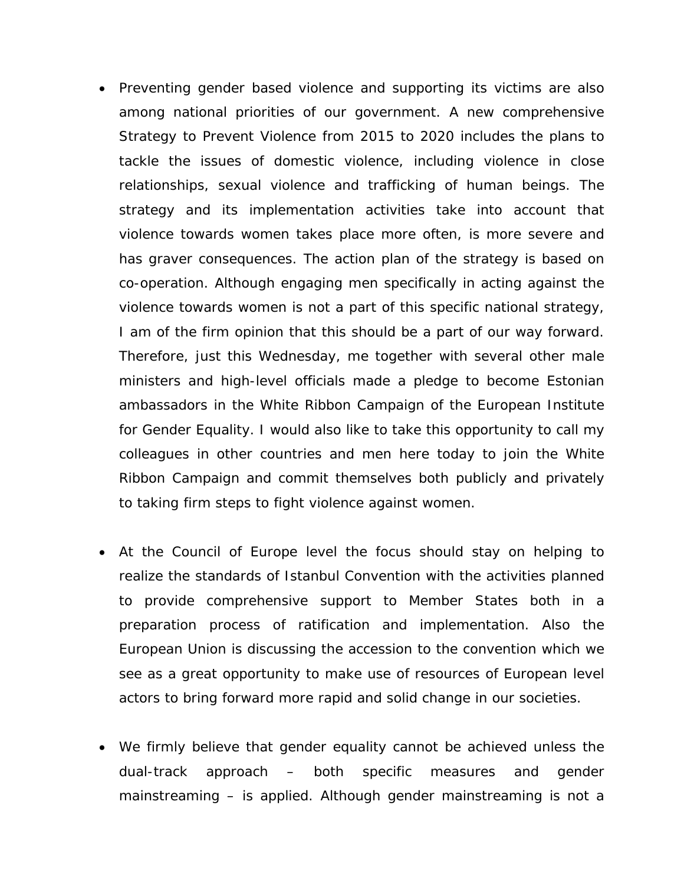- Preventing gender based violence and supporting its victims are also among national priorities of our government. A new comprehensive Strategy to Prevent Violence from 2015 to 2020 includes the plans to tackle the issues of domestic violence, including violence in close relationships, sexual violence and trafficking of human beings. The strategy and its implementation activities take into account that violence towards women takes place more often, is more severe and has graver consequences. The action plan of the strategy is based on co-operation. Although engaging men specifically in acting against the violence towards women is not a part of this specific national strategy, I am of the firm opinion that this should be a part of our way forward. Therefore, just this Wednesday, me together with several other male ministers and high-level officials made a pledge to become Estonian ambassadors in the White Ribbon Campaign of the European Institute for Gender Equality. I would also like to take this opportunity to call my colleagues in other countries and men here today to join the White Ribbon Campaign and commit themselves both publicly and privately to taking firm steps to fight violence against women.

- At the Council of Europe level the focus should stay on helping to realize the standards of Istanbul Convention with the activities planned to provide comprehensive support to Member States both in a preparation process of ratification and implementation. Also the European Union is discussing the accession to the convention which we see as a great opportunity to make use of resources of European level actors to bring forward more rapid and solid change in our societies.

- We firmly believe that gender equality cannot be achieved unless the dual-track approach – both specific measures and gender mainstreaming – is applied. Although gender mainstreaming is not a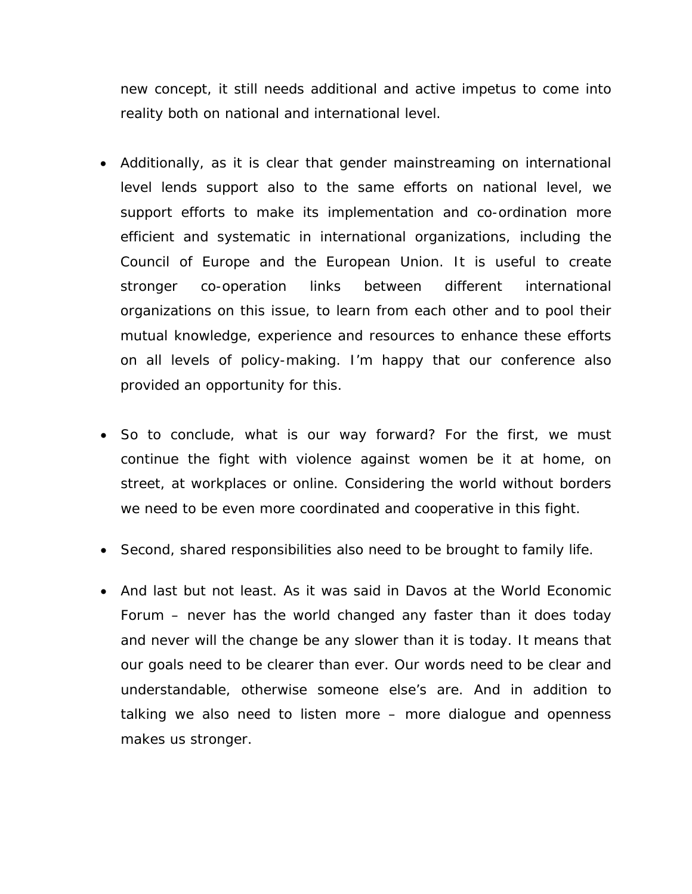new concept, it still needs additional and active impetus to come into reality both on national and international level.

- Additionally, as it is clear that gender mainstreaming on international level lends support also to the same efforts on national level, we support efforts to make its implementation and co-ordination more efficient and systematic in international organizations, including the Council of Europe and the European Union. It is useful to create stronger co-operation links between different international organizations on this issue, to learn from each other and to pool their mutual knowledge, experience and resources to enhance these efforts on all levels of policy-making. I'm happy that our conference also provided an opportunity for this.

- So to conclude, what is our way forward? For the first, we must continue the fight with violence against women be it at home, on street, at workplaces or online. Considering the world without borders we need to be even more coordinated and cooperative in this fight.

- Second, shared responsibilities also need to be brought to family life.

- And last but not least. As it was said in Davos at the World Economic Forum – never has the world changed any faster than it does today and never will the change be any slower than it is today. It means that our goals need to be clearer than ever. Our words need to be clear and understandable, otherwise someone else's are. And in addition to talking we also need to listen more – more dialogue and openness makes us stronger.